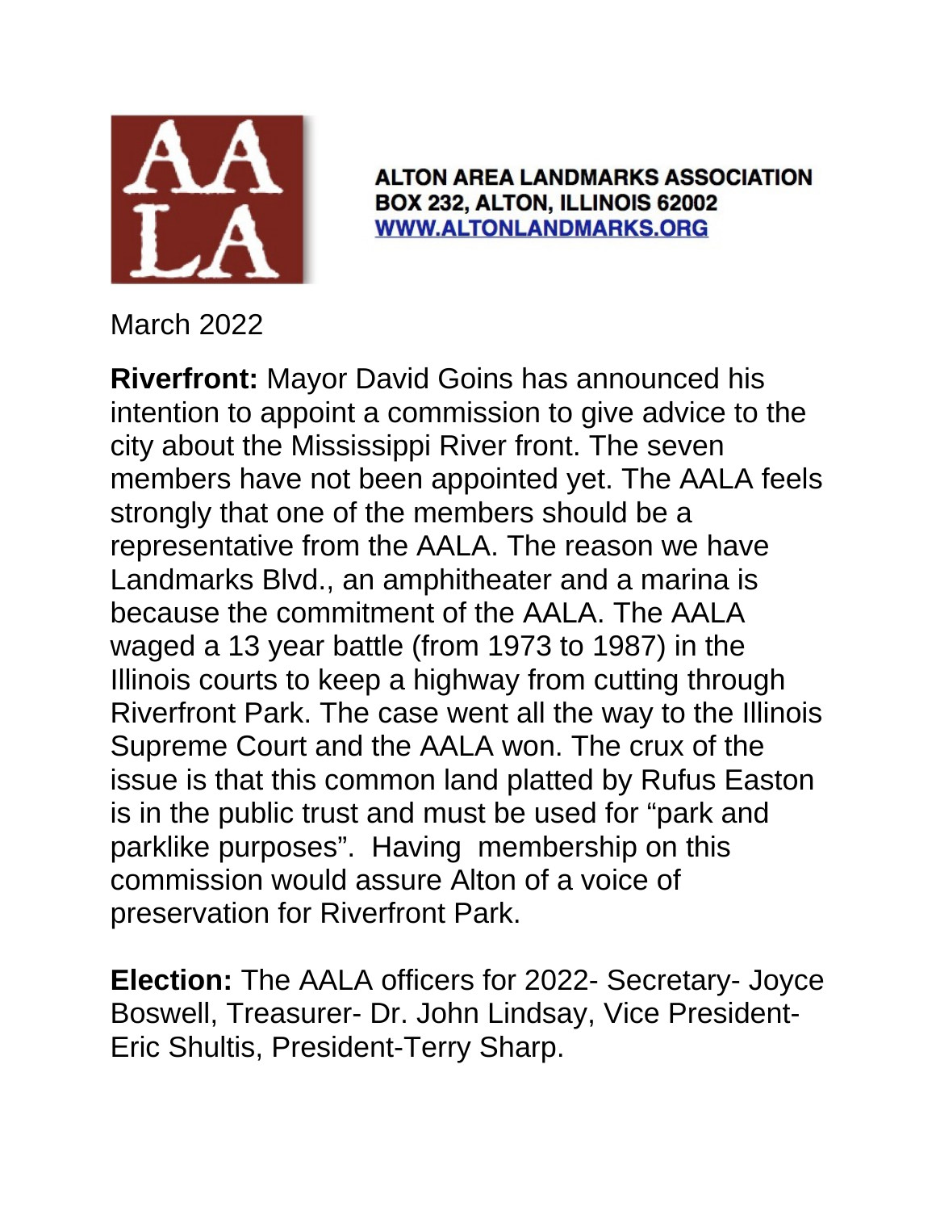**ALTON AREA LANDMARKS ASSOCIATION**
**BOX 232, ALTON, ILLINOIS 62002**
**WWW.ALTONLANDMARKS.ORG**

March 2022

**Riverfront:** Mayor David Goins has announced his intention to appoint a commission to give advice to the city about the Mississippi River front. The seven members have not been appointed yet. The AALA feels strongly that one of the members should be a representative from the AALA. The reason we have Landmarks Blvd., an amphitheater and a marina is because the commitment of the AALA. The AALA waged a 13 year battle (from 1973 to 1987) in the Illinois courts to keep a highway from cutting through Riverfront Park. The case went all the way to the Illinois Supreme Court and the AALA won. The crux of the issue is that this common land platted by Rufus Easton is in the public trust and must be used for "park and parklike purposes". Having membership on this commission would assure Alton of a voice of preservation for Riverfront Park.

**Election:** The AALA officers for 2022- Secretary- Joyce Boswell, Treasurer- Dr. John Lindsay, Vice President- Eric Shultis, President-Terry Sharp.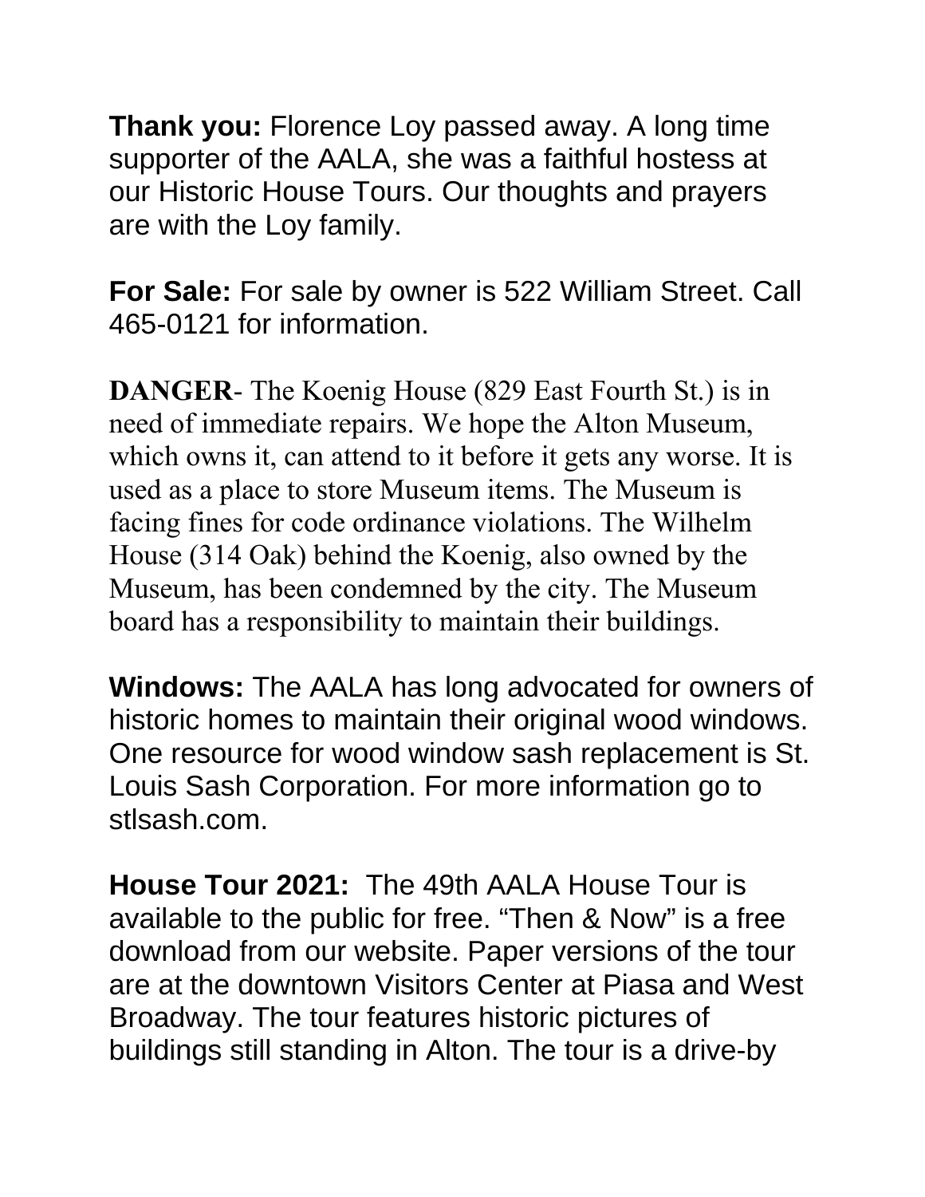**Thank you:** Florence Loy passed away. A long time supporter of the AALA, she was a faithful hostess at our Historic House Tours. Our thoughts and prayers are with the Loy family.

**For Sale:** For sale by owner is 522 William Street. Call 465-0121 for information.

**DANGER**- The Koenig House (829 East Fourth St.) is in need of immediate repairs. We hope the Alton Museum, which owns it, can attend to it before it gets any worse. It is used as a place to store Museum items. The Museum is facing fines for code ordinance violations. The Wilhelm House (314 Oak) behind the Koenig, also owned by the Museum, has been condemned by the city. The Museum board has a responsibility to maintain their buildings.

**Windows:** The AALA has long advocated for owners of historic homes to maintain their original wood windows. One resource for wood window sash replacement is St. Louis Sash Corporation. For more information go to stlsash.com.

**House Tour 2021:** The 49th AALA House Tour is available to the public for free. "Then & Now" is a free download from our website. Paper versions of the tour are at the downtown Visitors Center at Piasa and West Broadway. The tour features historic pictures of buildings still standing in Alton. The tour is a drive-by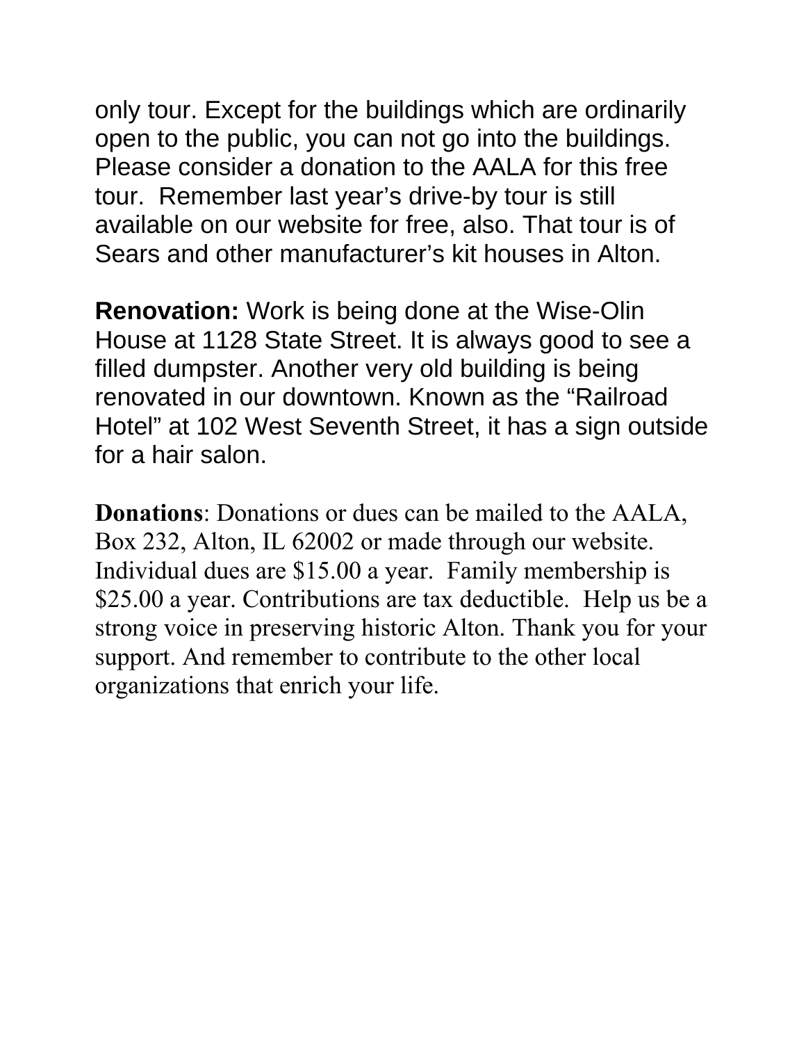only tour. Except for the buildings which are ordinarily open to the public, you can not go into the buildings. Please consider a donation to the AALA for this free tour.  Remember last year's drive-by tour is still available on our website for free, also. That tour is of Sears and other manufacturer's kit houses in Alton.

**Renovation:** Work is being done at the Wise-Olin House at 1128 State Street. It is always good to see a filled dumpster. Another very old building is being renovated in our downtown. Known as the "Railroad Hotel" at 102 West Seventh Street, it has a sign outside for a hair salon.

**Donations**: Donations or dues can be mailed to the AALA, Box 232, Alton, IL 62002 or made through our website. Individual dues are $15.00 a year.  Family membership is $25.00 a year. Contributions are tax deductible.  Help us be a strong voice in preserving historic Alton. Thank you for your support. And remember to contribute to the other local organizations that enrich your life.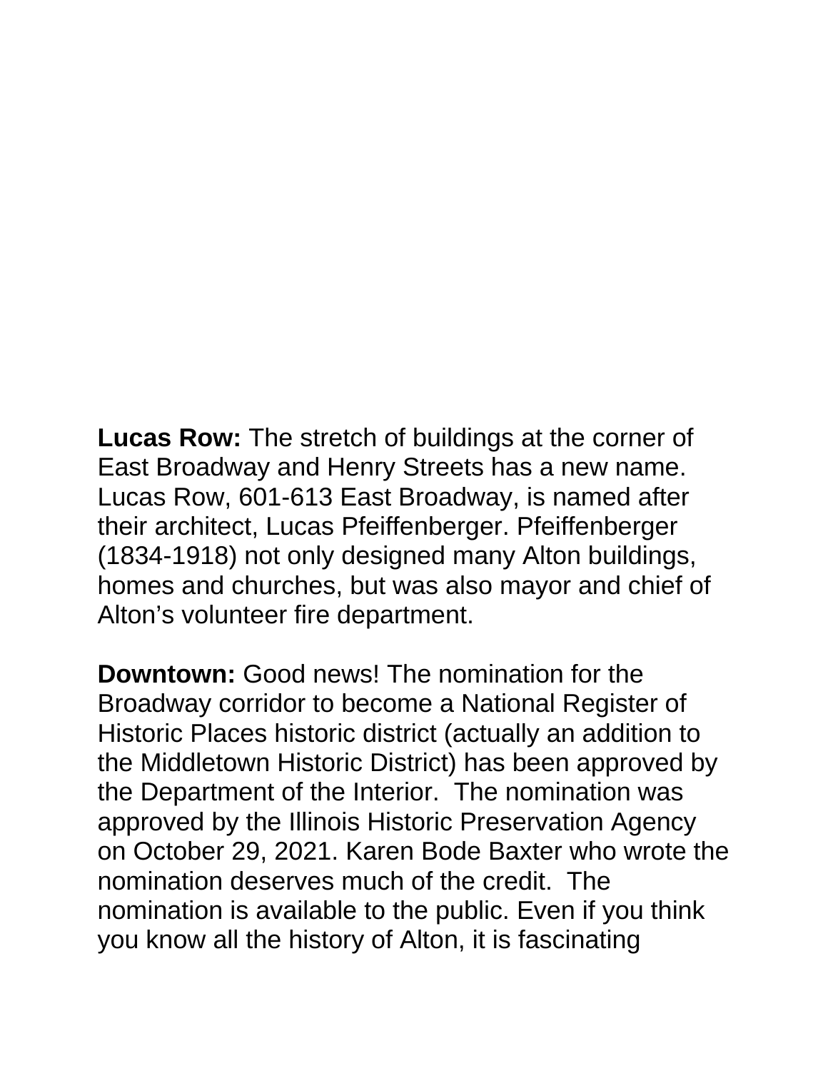**Lucas Row:** The stretch of buildings at the corner of East Broadway and Henry Streets has a new name. Lucas Row, 601-613 East Broadway, is named after their architect, Lucas Pfeiffenberger. Pfeiffenberger (1834-1918) not only designed many Alton buildings, homes and churches, but was also mayor and chief of Alton's volunteer fire department.

**Downtown:** Good news! The nomination for the Broadway corridor to become a National Register of Historic Places historic district (actually an addition to the Middletown Historic District) has been approved by the Department of the Interior. The nomination was approved by the Illinois Historic Preservation Agency on October 29, 2021. Karen Bode Baxter who wrote the nomination deserves much of the credit. The nomination is available to the public. Even if you think you know all the history of Alton, it is fascinating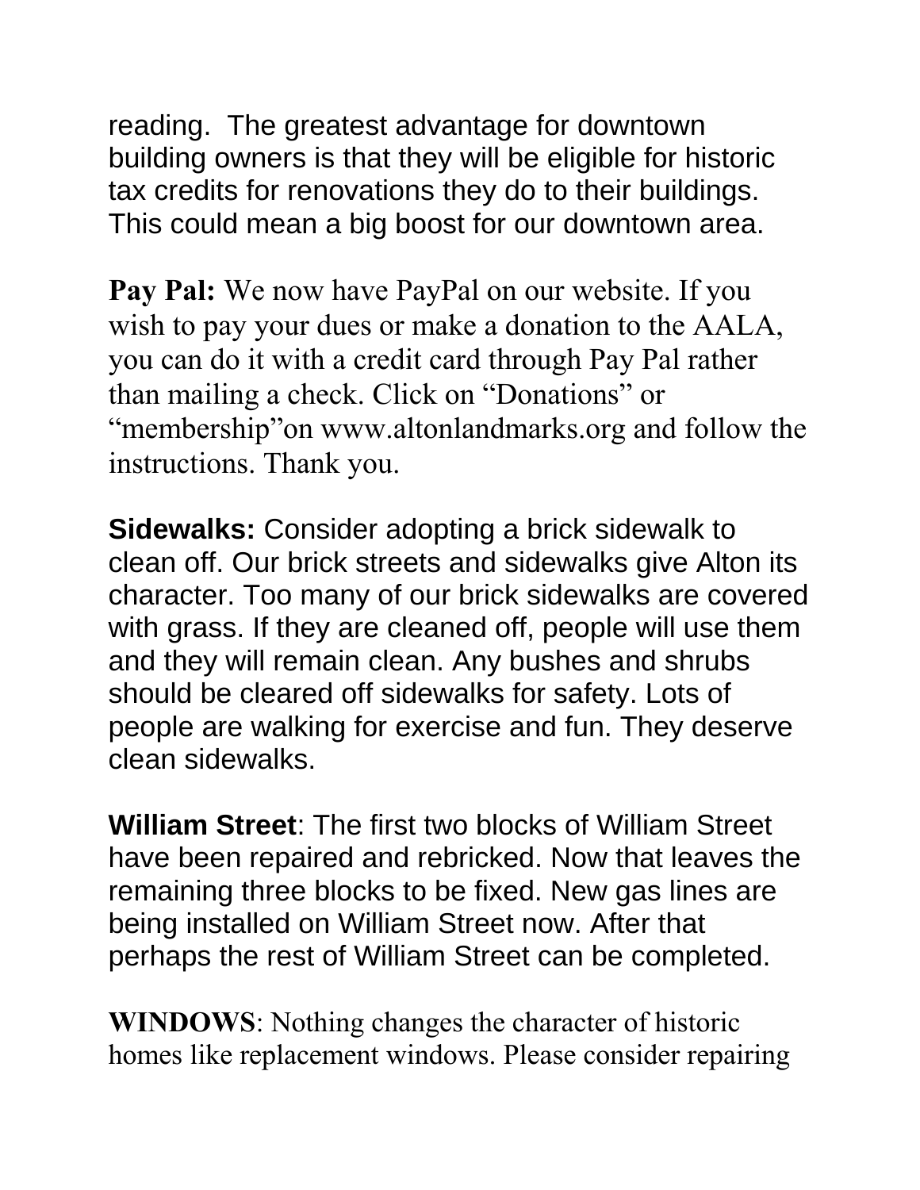reading. The greatest advantage for downtown building owners is that they will be eligible for historic tax credits for renovations they do to their buildings. This could mean a big boost for our downtown area.

**Pay Pal:** We now have PayPal on our website. If you wish to pay your dues or make a donation to the AALA, you can do it with a credit card through Pay Pal rather than mailing a check. Click on "Donations" or "membership"on www.altonlandmarks.org and follow the instructions. Thank you.

**Sidewalks:** Consider adopting a brick sidewalk to clean off. Our brick streets and sidewalks give Alton its character. Too many of our brick sidewalks are covered with grass. If they are cleaned off, people will use them and they will remain clean. Any bushes and shrubs should be cleared off sidewalks for safety. Lots of people are walking for exercise and fun. They deserve clean sidewalks.

**William Street**: The first two blocks of William Street have been repaired and rebricked. Now that leaves the remaining three blocks to be fixed. New gas lines are being installed on William Street now. After that perhaps the rest of William Street can be completed.

**WINDOWS**: Nothing changes the character of historic homes like replacement windows. Please consider repairing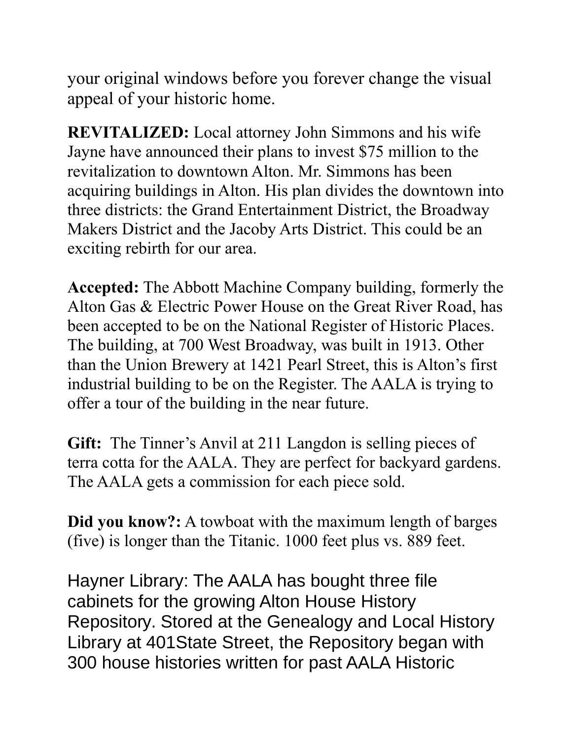your original windows before you forever change the visual appeal of your historic home.

**REVITALIZED:** Local attorney John Simmons and his wife Jayne have announced their plans to invest $75 million to the revitalization to downtown Alton. Mr. Simmons has been acquiring buildings in Alton. His plan divides the downtown into three districts: the Grand Entertainment District, the Broadway Makers District and the Jacoby Arts District. This could be an exciting rebirth for our area.

**Accepted:** The Abbott Machine Company building, formerly the Alton Gas & Electric Power House on the Great River Road, has been accepted to be on the National Register of Historic Places. The building, at 700 West Broadway, was built in 1913. Other than the Union Brewery at 1421 Pearl Street, this is Alton's first industrial building to be on the Register. The AALA is trying to offer a tour of the building in the near future.

**Gift:** The Tinner's Anvil at 211 Langdon is selling pieces of terra cotta for the AALA. They are perfect for backyard gardens. The AALA gets a commission for each piece sold.

**Did you know?:** A towboat with the maximum length of barges (five) is longer than the Titanic. 1000 feet plus vs. 889 feet.

Hayner Library: The AALA has bought three file cabinets for the growing Alton House History Repository. Stored at the Genealogy and Local History Library at 401State Street, the Repository began with 300 house histories written for past AALA Historic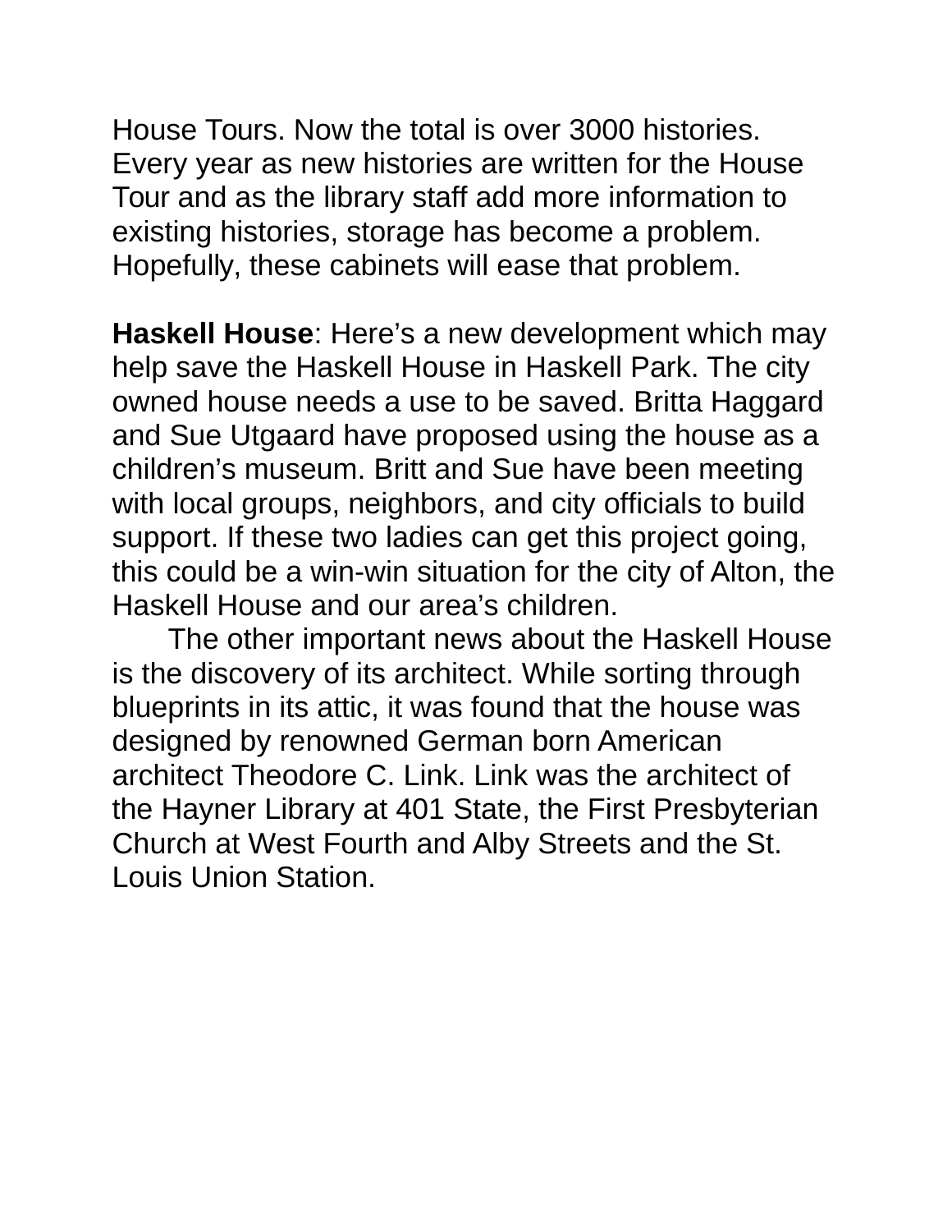House Tours. Now the total is over 3000 histories. Every year as new histories are written for the House Tour and as the library staff add more information to existing histories, storage has become a problem. Hopefully, these cabinets will ease that problem.

**Haskell House**: Here's a new development which may help save the Haskell House in Haskell Park. The city owned house needs a use to be saved. Britta Haggard and Sue Utgaard have proposed using the house as a children's museum. Britt and Sue have been meeting with local groups, neighbors, and city officials to build support. If these two ladies can get this project going, this could be a win-win situation for the city of Alton, the Haskell House and our area's children.

The other important news about the Haskell House is the discovery of its architect. While sorting through blueprints in its attic, it was found that the house was designed by renowned German born American architect Theodore C. Link. Link was the architect of the Hayner Library at 401 State, the First Presbyterian Church at West Fourth and Alby Streets and the St. Louis Union Station.